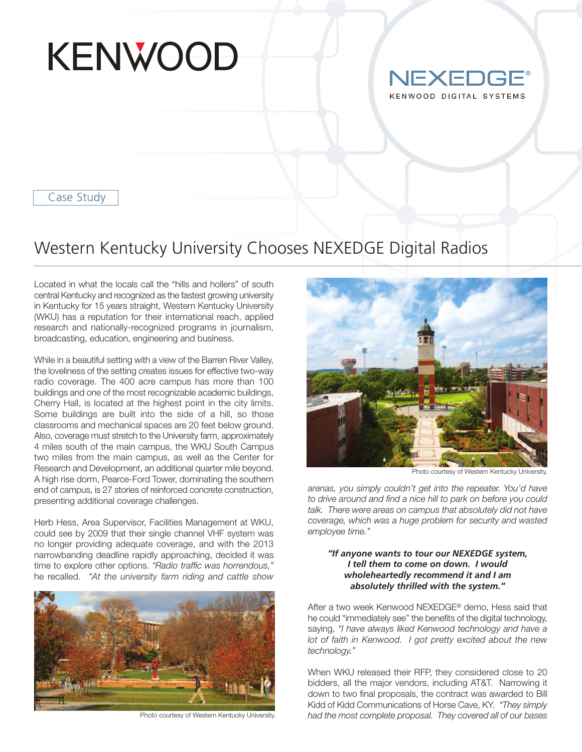KENWOOD

NEXEDGE®
KENWOOD DIGITAL SYSTEMS

Case Study

# Western Kentucky University Chooses NEXEDGE Digital Radios

Located in what the locals call the "hills and hollers" of south central Kentucky and recognized as the fastest growing university in Kentucky for 15 years straight, Western Kentucky University (WKU) has a reputation for their international reach, applied research and nationally-recognized programs in journalism, broadcasting, education, engineering and business.

While in a beautiful setting with a view of the Barren River Valley, the loveliness of the setting creates issues for effective two-way radio coverage. The 400 acre campus has more than 100 buildings and one of the most recognizable academic buildings, Cherry Hall, is located at the highest point in the city limits. Some buildings are built into the side of a hill, so those classrooms and mechanical spaces are 20 feet below ground. Also, coverage must stretch to the University farm, approximately 4 miles south of the main campus, the WKU South Campus two miles from the main campus, as well as the Center for Research and Development, an additional quarter mile beyond. A high rise dorm, Pearce-Ford Tower, dominating the southern end of campus, is 27 stories of reinforced concrete construction, presenting additional coverage challenges.

Herb Hess, Area Supervisor, Facilities Management at WKU, could see by 2009 that their single channel VHF system was no longer providing adequate coverage, and with the 2013 narrowbanding deadline rapidly approaching, decided it was time to explore other options. *"Radio traffic was horrendous,"* he recalled. *"At the university farm riding and cattle show arenas, you simply couldn't get into the repeater. You'd have to drive around and find a nice hill to park on before you could talk. There were areas on campus that absolutely did not have coverage, which was a huge problem for security and wasted employee time."*

Photo courtesy of Western Kentucky University.

Photo courtesy of Western Kentucky University.

***"If anyone wants to tour our NEXEDGE system, I tell them to come on down. I would wholeheartedly recommend it and I am absolutely thrilled with the system."***

After a two week Kenwood NEXEDGE® demo, Hess said that he could "immediately see" the benefits of the digital technology, saying, *"I have always liked Kenwood technology and have a lot of faith in Kenwood. I got pretty excited about the new technology."*

When WKU released their RFP, they considered close to 20 bidders, all the major vendors, including AT&T. Narrowing it down to two final proposals, the contract was awarded to Bill Kidd of Kidd Communications of Horse Cave, KY. *"They simply had the most complete proposal. They covered all of our bases*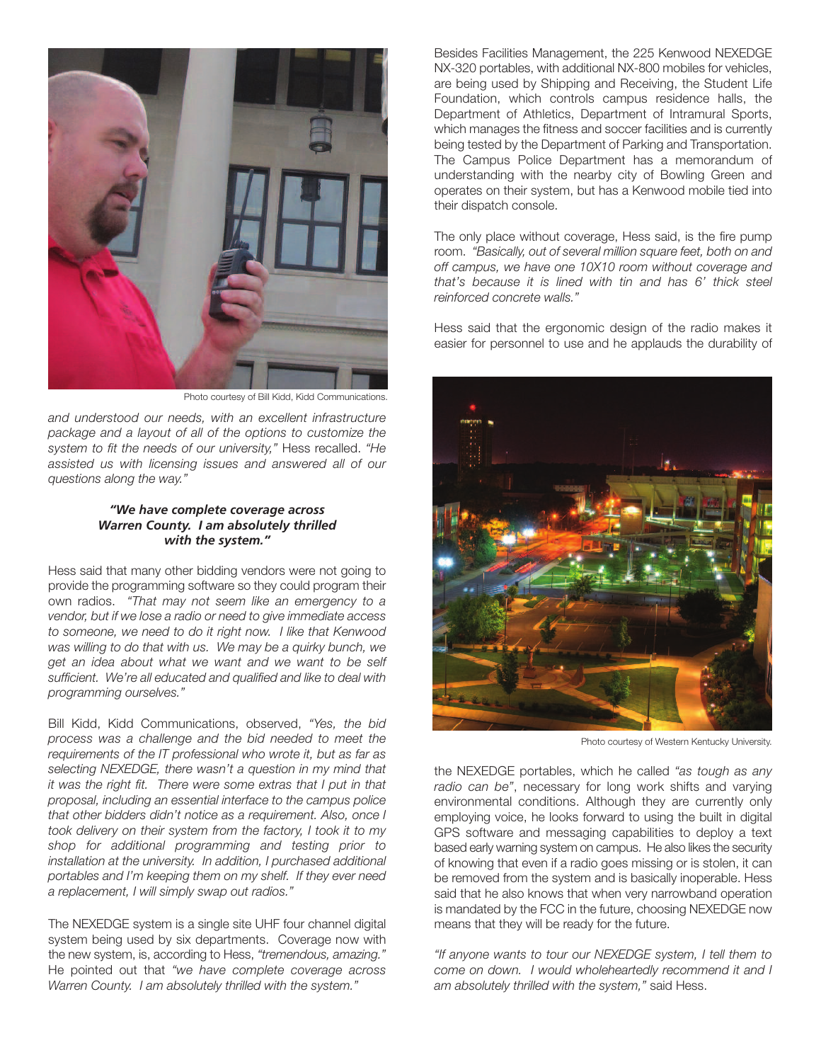Photo courtesy of Bill Kidd, Kidd Communications.

*and understood our needs, with an excellent infrastructure package and a layout of all of the options to customize the system to fit the needs of our university,"* Hess recalled. *"He assisted us with licensing issues and answered all of our questions along the way."*

***"We have complete coverage across Warren County. I am absolutely thrilled with the system."***

Hess said that many other bidding vendors were not going to provide the programming software so they could program their own radios. *"That may not seem like an emergency to a vendor, but if we lose a radio or need to give immediate access to someone, we need to do it right now. I like that Kenwood was willing to do that with us. We may be a quirky bunch, we get an idea about what we want and we want to be self sufficient. We're all educated and qualified and like to deal with programming ourselves."*

Bill Kidd, Kidd Communications, observed, *"Yes, the bid process was a challenge and the bid needed to meet the requirements of the IT professional who wrote it, but as far as selecting NEXEDGE, there wasn't a question in my mind that it was the right fit. There were some extras that I put in that proposal, including an essential interface to the campus police that other bidders didn't notice as a requirement. Also, once I took delivery on their system from the factory, I took it to my shop for additional programming and testing prior to installation at the university. In addition, I purchased additional portables and I'm keeping them on my shelf. If they ever need a replacement, I will simply swap out radios."*

The NEXEDGE system is a single site UHF four channel digital system being used by six departments. Coverage now with the new system, is, according to Hess, *"tremendous, amazing."* He pointed out that *"we have complete coverage across Warren County. I am absolutely thrilled with the system."*

Besides Facilities Management, the 225 Kenwood NEXEDGE NX-320 portables, with additional NX-800 mobiles for vehicles, are being used by Shipping and Receiving, the Student Life Foundation, which controls campus residence halls, the Department of Athletics, Department of Intramural Sports, which manages the fitness and soccer facilities and is currently being tested by the Department of Parking and Transportation. The Campus Police Department has a memorandum of understanding with the nearby city of Bowling Green and operates on their system, but has a Kenwood mobile tied into their dispatch console.

The only place without coverage, Hess said, is the fire pump room. *"Basically, out of several million square feet, both on and off campus, we have one 10X10 room without coverage and that's because it is lined with tin and has 6' thick steel reinforced concrete walls."*

Hess said that the ergonomic design of the radio makes it easier for personnel to use and he applauds the durability of the NEXEDGE portables, which he called *"as tough as any radio can be"*, necessary for long work shifts and varying environmental conditions. Although they are currently only employing voice, he looks forward to using the built in digital GPS software and messaging capabilities to deploy a text based early warning system on campus. He also likes the security of knowing that even if a radio goes missing or is stolen, it can be removed from the system and is basically inoperable. Hess said that he also knows that when very narrowband operation is mandated by the FCC in the future, choosing NEXEDGE now means that they will be ready for the future.

Photo courtesy of Western Kentucky University.

*"If anyone wants to tour our NEXEDGE system, I tell them to come on down. I would wholeheartedly recommend it and I am absolutely thrilled with the system,"* said Hess.